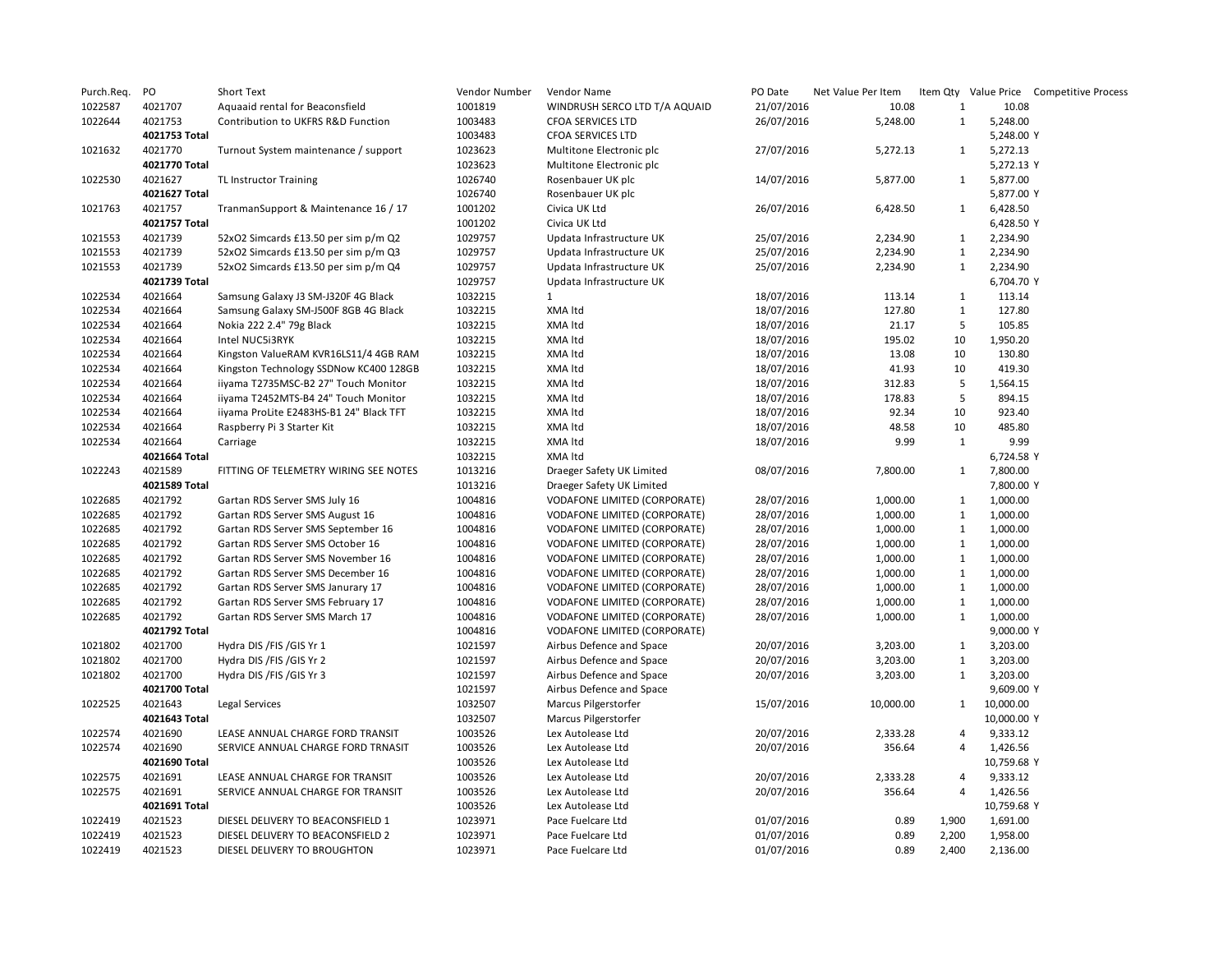| Purch.Req. | PO | Short Text | Vendor Number | Vendor Name | PO Date | Net Value Per Item | Item Qty | Value Price | Competitive Process |
|---|---|---|---|---|---|---|---|---|---|
| 1022587 | 4021707 | Aquaaid rental for Beaconsfield | 1001819 | WINDRUSH SERCO LTD T/A AQUAID | 21/07/2016 | 10.08 | 1 | 10.08 | |
| 1022644 | 4021753 | Contribution to UKFRS R&D Function | 1003483 | CFOA SERVICES LTD | 26/07/2016 | 5,248.00 | 1 | 5,248.00 | |
| | **4021753 Total** | | 1003483 | CFOA SERVICES LTD | | | | 5,248.00 | Y |
| 1021632 | 4021770 | Turnout System maintenance / support | 1023623 | Multitone Electronic plc | 27/07/2016 | 5,272.13 | 1 | 5,272.13 | |
| | **4021770 Total** | | 1023623 | Multitone Electronic plc | | | | 5,272.13 | Y |
| 1022530 | 4021627 | TL Instructor Training | 1026740 | Rosenbauer UK plc | 14/07/2016 | 5,877.00 | 1 | 5,877.00 | |
| | **4021627 Total** | | 1026740 | Rosenbauer UK plc | | | | 5,877.00 | Y |
| 1021763 | 4021757 | TranmanSupport & Maintenance 16 / 17 | 1001202 | Civica UK Ltd | 26/07/2016 | 6,428.50 | 1 | 6,428.50 | |
| | **4021757 Total** | | 1001202 | Civica UK Ltd | | | | 6,428.50 | Y |
| 1021553 | 4021739 | 52xO2 Simcards £13.50 per sim p/m Q2 | 1029757 | Updata Infrastructure UK | 25/07/2016 | 2,234.90 | 1 | 2,234.90 | |
| 1021553 | 4021739 | 52xO2 Simcards £13.50 per sim p/m Q3 | 1029757 | Updata Infrastructure UK | 25/07/2016 | 2,234.90 | 1 | 2,234.90 | |
| 1021553 | 4021739 | 52xO2 Simcards £13.50 per sim p/m Q4 | 1029757 | Updata Infrastructure UK | 25/07/2016 | 2,234.90 | 1 | 2,234.90 | |
| | **4021739 Total** | | 1029757 | Updata Infrastructure UK | | | | 6,704.70 | Y |
| 1022534 | 4021664 | Samsung Galaxy J3 SM-J320F 4G Black | 1032215 | 1 | 18/07/2016 | 113.14 | 1 | 113.14 | |
| 1022534 | 4021664 | Samsung Galaxy SM-J500F 8GB 4G Black | 1032215 | XMA ltd | 18/07/2016 | 127.80 | 1 | 127.80 | |
| 1022534 | 4021664 | Nokia 222 2.4" 79g Black | 1032215 | XMA ltd | 18/07/2016 | 21.17 | 5 | 105.85 | |
| 1022534 | 4021664 | Intel NUC5i3RYK | 1032215 | XMA ltd | 18/07/2016 | 195.02 | 10 | 1,950.20 | |
| 1022534 | 4021664 | Kingston ValueRAM KVR16LS11/4 4GB RAM | 1032215 | XMA ltd | 18/07/2016 | 13.08 | 10 | 130.80 | |
| 1022534 | 4021664 | Kingston Technology SSDNow KC400 128GB | 1032215 | XMA ltd | 18/07/2016 | 41.93 | 10 | 419.30 | |
| 1022534 | 4021664 | iiyama T2735MSC-B2 27" Touch Monitor | 1032215 | XMA ltd | 18/07/2016 | 312.83 | 5 | 1,564.15 | |
| 1022534 | 4021664 | iiyama T2452MTS-B4 24" Touch Monitor | 1032215 | XMA ltd | 18/07/2016 | 178.83 | 5 | 894.15 | |
| 1022534 | 4021664 | iiyama ProLite E2483HS-B1 24" Black TFT | 1032215 | XMA ltd | 18/07/2016 | 92.34 | 10 | 923.40 | |
| 1022534 | 4021664 | Raspberry Pi 3 Starter Kit | 1032215 | XMA ltd | 18/07/2016 | 48.58 | 10 | 485.80 | |
| 1022534 | 4021664 | Carriage | 1032215 | XMA ltd | 18/07/2016 | 9.99 | 1 | 9.99 | |
| | **4021664 Total** | | 1032215 | XMA ltd | | | | 6,724.58 | Y |
| 1022243 | 4021589 | FITTING OF TELEMETRY WIRING SEE NOTES | 1013216 | Draeger Safety UK Limited | 08/07/2016 | 7,800.00 | 1 | 7,800.00 | |
| | **4021589 Total** | | 1013216 | Draeger Safety UK Limited | | | | 7,800.00 | Y |
| 1022685 | 4021792 | Gartan RDS Server SMS July 16 | 1004816 | VODAFONE LIMITED (CORPORATE) | 28/07/2016 | 1,000.00 | 1 | 1,000.00 | |
| 1022685 | 4021792 | Gartan RDS Server SMS August 16 | 1004816 | VODAFONE LIMITED (CORPORATE) | 28/07/2016 | 1,000.00 | 1 | 1,000.00 | |
| 1022685 | 4021792 | Gartan RDS Server SMS September 16 | 1004816 | VODAFONE LIMITED (CORPORATE) | 28/07/2016 | 1,000.00 | 1 | 1,000.00 | |
| 1022685 | 4021792 | Gartan RDS Server SMS October 16 | 1004816 | VODAFONE LIMITED (CORPORATE) | 28/07/2016 | 1,000.00 | 1 | 1,000.00 | |
| 1022685 | 4021792 | Gartan RDS Server SMS November 16 | 1004816 | VODAFONE LIMITED (CORPORATE) | 28/07/2016 | 1,000.00 | 1 | 1,000.00 | |
| 1022685 | 4021792 | Gartan RDS Server SMS December 16 | 1004816 | VODAFONE LIMITED (CORPORATE) | 28/07/2016 | 1,000.00 | 1 | 1,000.00 | |
| 1022685 | 4021792 | Gartan RDS Server SMS Janurary 17 | 1004816 | VODAFONE LIMITED (CORPORATE) | 28/07/2016 | 1,000.00 | 1 | 1,000.00 | |
| 1022685 | 4021792 | Gartan RDS Server SMS February 17 | 1004816 | VODAFONE LIMITED (CORPORATE) | 28/07/2016 | 1,000.00 | 1 | 1,000.00 | |
| 1022685 | 4021792 | Gartan RDS Server SMS March 17 | 1004816 | VODAFONE LIMITED (CORPORATE) | 28/07/2016 | 1,000.00 | 1 | 1,000.00 | |
| | **4021792 Total** | | 1004816 | VODAFONE LIMITED (CORPORATE) | | | | 9,000.00 | Y |
| 1021802 | 4021700 | Hydra DIS /FIS /GIS Yr 1 | 1021597 | Airbus Defence and Space | 20/07/2016 | 3,203.00 | 1 | 3,203.00 | |
| 1021802 | 4021700 | Hydra DIS /FIS /GIS Yr 2 | 1021597 | Airbus Defence and Space | 20/07/2016 | 3,203.00 | 1 | 3,203.00 | |
| 1021802 | 4021700 | Hydra DIS /FIS /GIS Yr 3 | 1021597 | Airbus Defence and Space | 20/07/2016 | 3,203.00 | 1 | 3,203.00 | |
| | **4021700 Total** | | 1021597 | Airbus Defence and Space | | | | 9,609.00 | Y |
| 1022525 | 4021643 | Legal Services | 1032507 | Marcus Pilgerstorfer | 15/07/2016 | 10,000.00 | 1 | 10,000.00 | |
| | **4021643 Total** | | 1032507 | Marcus Pilgerstorfer | | | | 10,000.00 | Y |
| 1022574 | 4021690 | LEASE ANNUAL CHARGE FORD TRANSIT | 1003526 | Lex Autolease Ltd | 20/07/2016 | 2,333.28 | 4 | 9,333.12 | |
| 1022574 | 4021690 | SERVICE ANNUAL CHARGE FORD TRNASIT | 1003526 | Lex Autolease Ltd | 20/07/2016 | 356.64 | 4 | 1,426.56 | |
| | **4021690 Total** | | 1003526 | Lex Autolease Ltd | | | | 10,759.68 | Y |
| 1022575 | 4021691 | LEASE ANNUAL CHARGE FOR TRANSIT | 1003526 | Lex Autolease Ltd | 20/07/2016 | 2,333.28 | 4 | 9,333.12 | |
| 1022575 | 4021691 | SERVICE ANNUAL CHARGE FOR TRANSIT | 1003526 | Lex Autolease Ltd | 20/07/2016 | 356.64 | 4 | 1,426.56 | |
| | **4021691 Total** | | 1003526 | Lex Autolease Ltd | | | | 10,759.68 | Y |
| 1022419 | 4021523 | DIESEL DELIVERY TO BEACONSFIELD 1 | 1023971 | Pace Fuelcare Ltd | 01/07/2016 | 0.89 | 1,900 | 1,691.00 | |
| 1022419 | 4021523 | DIESEL DELIVERY TO BEACONSFIELD 2 | 1023971 | Pace Fuelcare Ltd | 01/07/2016 | 0.89 | 2,200 | 1,958.00 | |
| 1022419 | 4021523 | DIESEL DELIVERY TO BROUGHTON | 1023971 | Pace Fuelcare Ltd | 01/07/2016 | 0.89 | 2,400 | 2,136.00 | |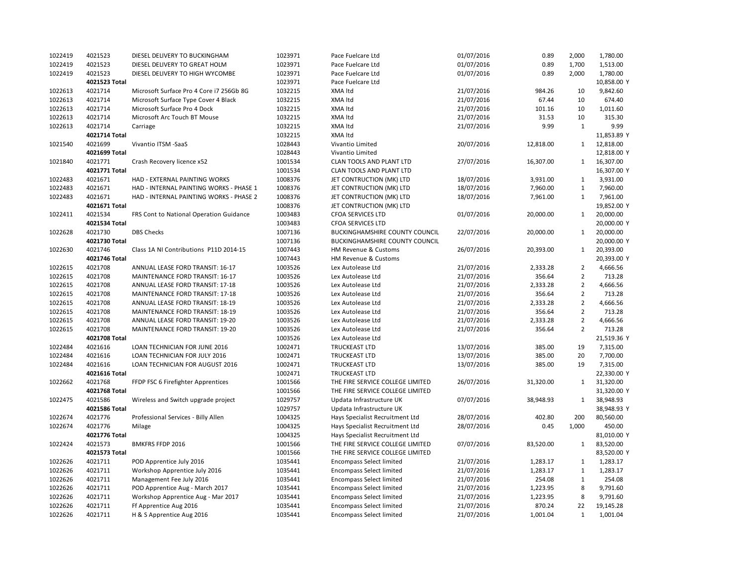| | | | | | | | | |
|---|---|---|---|---|---|---|---|---|
| 1022419 | 4021523 | DIESEL DELIVERY TO BUCKINGHAM | 1023971 | Pace Fuelcare Ltd | 01/07/2016 | 0.89 | 2,000 | 1,780.00 |
| 1022419 | 4021523 | DIESEL DELIVERY TO GREAT HOLM | 1023971 | Pace Fuelcare Ltd | 01/07/2016 | 0.89 | 1,700 | 1,513.00 |
| 1022419 | 4021523 | DIESEL DELIVERY TO HIGH WYCOMBE | 1023971 | Pace Fuelcare Ltd | 01/07/2016 | 0.89 | 2,000 | 1,780.00 |
| | **4021523 Total** | | 1023971 | Pace Fuelcare Ltd | | | | 10,858.00 Y |
| 1022613 | 4021714 | Microsoft Surface Pro 4 Core i7 256Gb 8G | 1032215 | XMA ltd | 21/07/2016 | 984.26 | 10 | 9,842.60 |
| 1022613 | 4021714 | Microsoft Surface Type Cover 4 Black | 1032215 | XMA ltd | 21/07/2016 | 67.44 | 10 | 674.40 |
| 1022613 | 4021714 | Microsoft Surface Pro 4 Dock | 1032215 | XMA ltd | 21/07/2016 | 101.16 | 10 | 1,011.60 |
| 1022613 | 4021714 | Microsoft Arc Touch BT Mouse | 1032215 | XMA ltd | 21/07/2016 | 31.53 | 10 | 315.30 |
| 1022613 | 4021714 | Carriage | 1032215 | XMA ltd | 21/07/2016 | 9.99 | 1 | 9.99 |
| | **4021714 Total** | | 1032215 | XMA ltd | | | | 11,853.89 Y |
| 1021540 | 4021699 | Vivantio ITSM -SaaS | 1028443 | Vivantio Limited | 20/07/2016 | 12,818.00 | 1 | 12,818.00 |
| | **4021699 Total** | | 1028443 | Vivantio Limited | | | | 12,818.00 Y |
| 1021840 | 4021771 | Crash Recovery licence x52 | 1001534 | CLAN TOOLS AND PLANT LTD | 27/07/2016 | 16,307.00 | 1 | 16,307.00 |
| | **4021771 Total** | | 1001534 | CLAN TOOLS AND PLANT LTD | | | | 16,307.00 Y |
| 1022483 | 4021671 | HAD - EXTERNAL PAINTING WORKS | 1008376 | JET CONTRUCTION (MK) LTD | 18/07/2016 | 3,931.00 | 1 | 3,931.00 |
| 1022483 | 4021671 | HAD - INTERNAL PAINTING WORKS - PHASE 1 | 1008376 | JET CONTRUCTION (MK) LTD | 18/07/2016 | 7,960.00 | 1 | 7,960.00 |
| 1022483 | 4021671 | HAD - INTERNAL PAINTING WORKS - PHASE 2 | 1008376 | JET CONTRUCTION (MK) LTD | 18/07/2016 | 7,961.00 | 1 | 7,961.00 |
| | **4021671 Total** | | 1008376 | JET CONTRUCTION (MK) LTD | | | | 19,852.00 Y |
| 1022411 | 4021534 | FRS Cont to National Operation Guidance | 1003483 | CFOA SERVICES LTD | 01/07/2016 | 20,000.00 | 1 | 20,000.00 |
| | **4021534 Total** | | 1003483 | CFOA SERVICES LTD | | | | 20,000.00 Y |
| 1022628 | 4021730 | DBS Checks | 1007136 | BUCKINGHAMSHIRE COUNTY COUNCIL | 22/07/2016 | 20,000.00 | 1 | 20,000.00 |
| | **4021730 Total** | | 1007136 | BUCKINGHAMSHIRE COUNTY COUNCIL | | | | 20,000.00 Y |
| 1022630 | 4021746 | Class 1A NI Contributions P11D 2014-15 | 1007443 | HM Revenue & Customs | 26/07/2016 | 20,393.00 | 1 | 20,393.00 |
| | **4021746 Total** | | 1007443 | HM Revenue & Customs | | | | 20,393.00 Y |
| 1022615 | 4021708 | ANNUAL LEASE FORD TRANSIT: 16-17 | 1003526 | Lex Autolease Ltd | 21/07/2016 | 2,333.28 | 2 | 4,666.56 |
| 1022615 | 4021708 | MAINTENANCE FORD TRANSIT: 16-17 | 1003526 | Lex Autolease Ltd | 21/07/2016 | 356.64 | 2 | 713.28 |
| 1022615 | 4021708 | ANNUAL LEASE FORD TRANSIT: 17-18 | 1003526 | Lex Autolease Ltd | 21/07/2016 | 2,333.28 | 2 | 4,666.56 |
| 1022615 | 4021708 | MAINTENANCE FORD TRANSIT: 17-18 | 1003526 | Lex Autolease Ltd | 21/07/2016 | 356.64 | 2 | 713.28 |
| 1022615 | 4021708 | ANNUAL LEASE FORD TRANSIT: 18-19 | 1003526 | Lex Autolease Ltd | 21/07/2016 | 2,333.28 | 2 | 4,666.56 |
| 1022615 | 4021708 | MAINTENANCE FORD TRANSIT: 18-19 | 1003526 | Lex Autolease Ltd | 21/07/2016 | 356.64 | 2 | 713.28 |
| 1022615 | 4021708 | ANNUAL LEASE FORD TRANSIT: 19-20 | 1003526 | Lex Autolease Ltd | 21/07/2016 | 2,333.28 | 2 | 4,666.56 |
| 1022615 | 4021708 | MAINTENANCE FORD TRANSIT: 19-20 | 1003526 | Lex Autolease Ltd | 21/07/2016 | 356.64 | 2 | 713.28 |
| | **4021708 Total** | | 1003526 | Lex Autolease Ltd | | | | 21,519.36 Y |
| 1022484 | 4021616 | LOAN TECHNICIAN FOR JUNE 2016 | 1002471 | TRUCKEAST LTD | 13/07/2016 | 385.00 | 19 | 7,315.00 |
| 1022484 | 4021616 | LOAN TECHNICIAN FOR JULY 2016 | 1002471 | TRUCKEAST LTD | 13/07/2016 | 385.00 | 20 | 7,700.00 |
| 1022484 | 4021616 | LOAN TECHNICIAN FOR AUGUST 2016 | 1002471 | TRUCKEAST LTD | 13/07/2016 | 385.00 | 19 | 7,315.00 |
| | **4021616 Total** | | 1002471 | TRUCKEAST LTD | | | | 22,330.00 Y |
| 1022662 | 4021768 | FFDP FSC 6 Firefighter Apprentices | 1001566 | THE FIRE SERVICE COLLEGE LIMITED | 26/07/2016 | 31,320.00 | 1 | 31,320.00 |
| | **4021768 Total** | | 1001566 | THE FIRE SERVICE COLLEGE LIMITED | | | | 31,320.00 Y |
| 1022475 | 4021586 | Wireless and Switch upgrade project | 1029757 | Updata Infrastructure UK | 07/07/2016 | 38,948.93 | 1 | 38,948.93 |
| | **4021586 Total** | | 1029757 | Updata Infrastructure UK | | | | 38,948.93 Y |
| 1022674 | 4021776 | Professional Services - Billy Allen | 1004325 | Hays Specialist Recruitment Ltd | 28/07/2016 | 402.80 | 200 | 80,560.00 |
| 1022674 | 4021776 | Milage | 1004325 | Hays Specialist Recruitment Ltd | 28/07/2016 | 0.45 | 1,000 | 450.00 |
| | **4021776 Total** | | 1004325 | Hays Specialist Recruitment Ltd | | | | 81,010.00 Y |
| 1022424 | 4021573 | BMKFRS FFDP 2016 | 1001566 | THE FIRE SERVICE COLLEGE LIMITED | 07/07/2016 | 83,520.00 | 1 | 83,520.00 |
| | **4021573 Total** | | 1001566 | THE FIRE SERVICE COLLEGE LIMITED | | | | 83,520.00 Y |
| 1022626 | 4021711 | POD Apprentice July 2016 | 1035441 | Encompass Select limited | 21/07/2016 | 1,283.17 | 1 | 1,283.17 |
| 1022626 | 4021711 | Workshop Apprentice July 2016 | 1035441 | Encompass Select limited | 21/07/2016 | 1,283.17 | 1 | 1,283.17 |
| 1022626 | 4021711 | Management Fee July 2016 | 1035441 | Encompass Select limited | 21/07/2016 | 254.08 | 1 | 254.08 |
| 1022626 | 4021711 | POD Apprentice Aug - March 2017 | 1035441 | Encompass Select limited | 21/07/2016 | 1,223.95 | 8 | 9,791.60 |
| 1022626 | 4021711 | Workshop Apprentice Aug - Mar 2017 | 1035441 | Encompass Select limited | 21/07/2016 | 1,223.95 | 8 | 9,791.60 |
| 1022626 | 4021711 | Ff Apprentice Aug 2016 | 1035441 | Encompass Select limited | 21/07/2016 | 870.24 | 22 | 19,145.28 |
| 1022626 | 4021711 | H & S Apprentice Aug 2016 | 1035441 | Encompass Select limited | 21/07/2016 | 1,001.04 | 1 | 1,001.04 |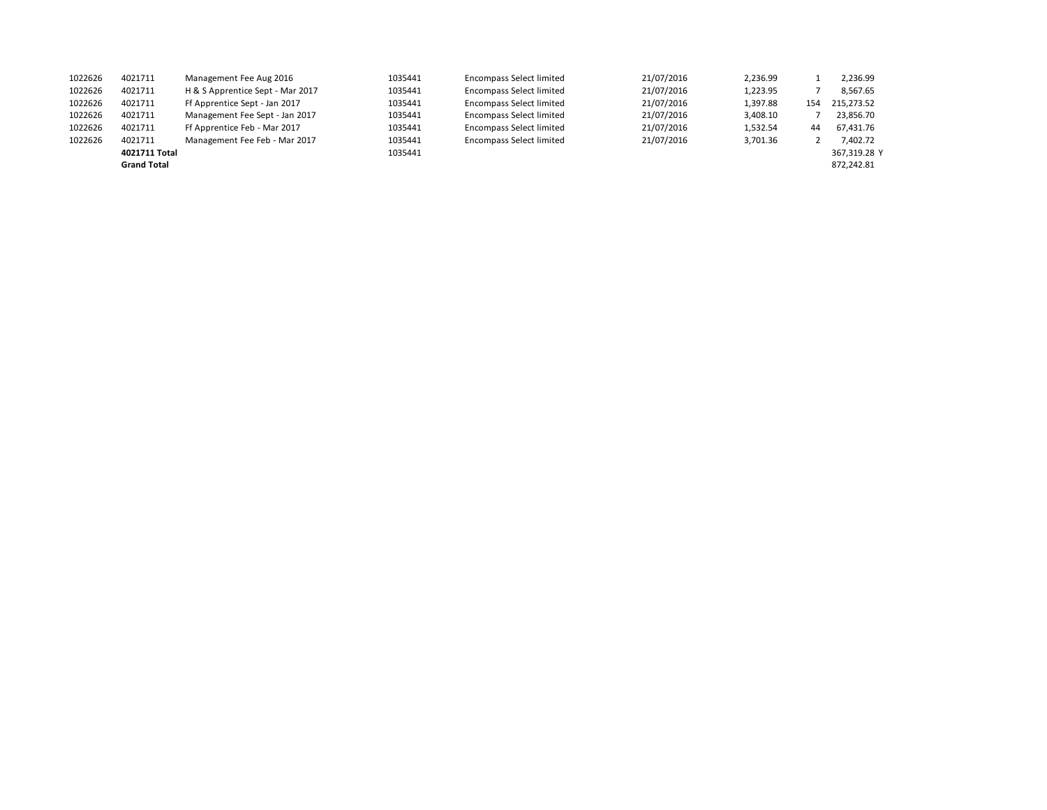| | | | | | | | | | |
|---|---|---|---|---|---|---|---|---|---|
| 1022626 | 4021711 | Management Fee Aug 2016 | 1035441 | Encompass Select limited | 21/07/2016 | 2,236.99 | 1 | 2,236.99 | |
| 1022626 | 4021711 | H & S Apprentice Sept - Mar 2017 | 1035441 | Encompass Select limited | 21/07/2016 | 1,223.95 | 7 | 8,567.65 | |
| 1022626 | 4021711 | Ff Apprentice Sept - Jan 2017 | 1035441 | Encompass Select limited | 21/07/2016 | 1,397.88 | 154 | 215,273.52 | |
| 1022626 | 4021711 | Management Fee Sept - Jan 2017 | 1035441 | Encompass Select limited | 21/07/2016 | 3,408.10 | 7 | 23,856.70 | |
| 1022626 | 4021711 | Ff Apprentice Feb - Mar 2017 | 1035441 | Encompass Select limited | 21/07/2016 | 1,532.54 | 44 | 67,431.76 | |
| 1022626 | 4021711 | Management Fee Feb - Mar 2017 | 1035441 | Encompass Select limited | 21/07/2016 | 3,701.36 | 2 | 7,402.72 | |
| | **4021711 Total** | | 1035441 | | | | | 367,319.28 | Y |
| | **Grand Total** | | | | | | | 872,242.81 | |